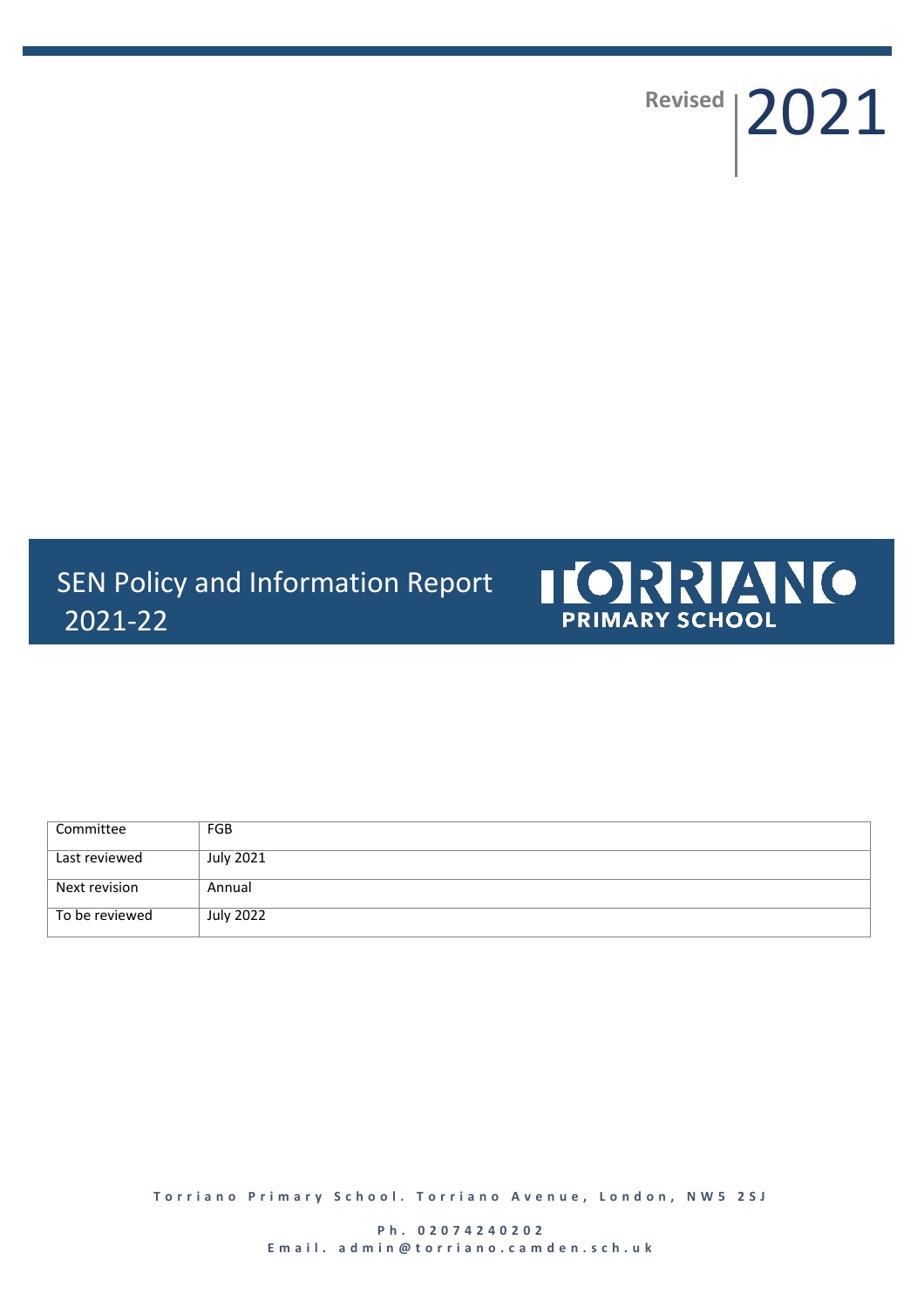Revised 2021

# SEN Policy and Information Report 2021-22

TORRIANO PRIMARY SCHOOL

| Committee | FGB |
| --- | --- |
| Last reviewed | July 2021 |
| Next revision | Annual |
| To be reviewed | July 2022 |

Torriano Primary School. Torriano Avenue, London, NW5 2SJ

Ph. 02074240202
Email. admin@torriano.camden.sch.uk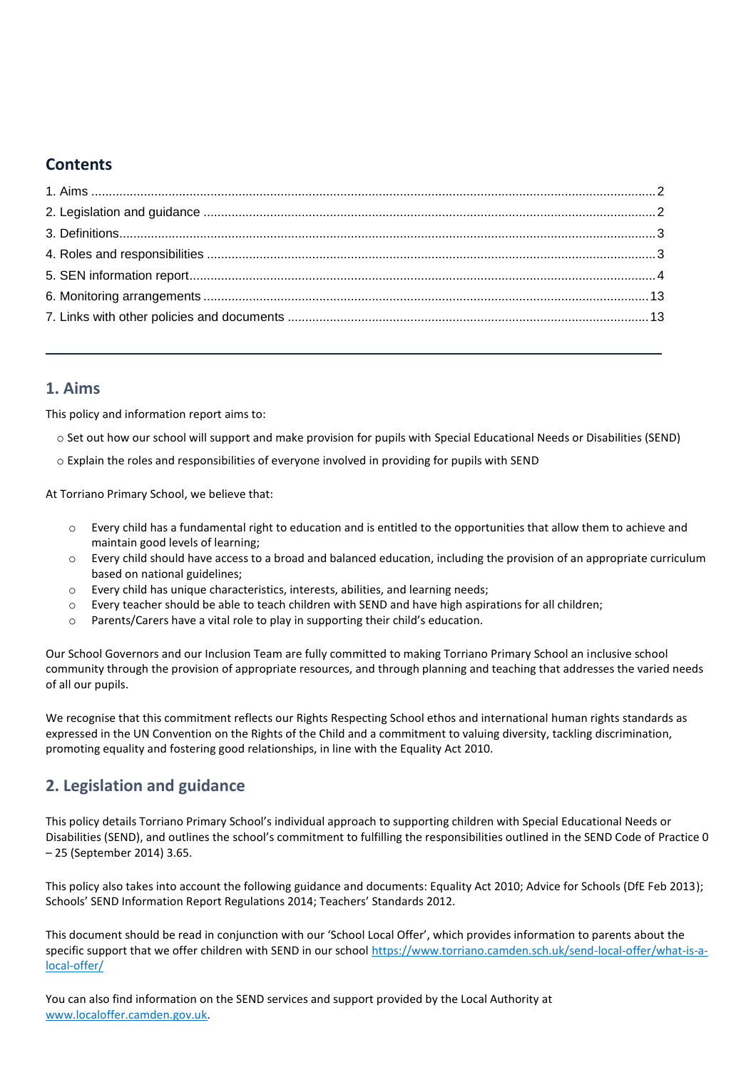## Contents

1. Aims ........ 2
2. Legislation and guidance ........ 2
3. Definitions ........ 3
4. Roles and responsibilities ........ 3
5. SEN information report ........ 4
6. Monitoring arrangements ........ 13
7. Links with other policies and documents ........ 13

---

## 1. Aims

This policy and information report aims to:

- Set out how our school will support and make provision for pupils with Special Educational Needs or Disabilities (SEND)
- Explain the roles and responsibilities of everyone involved in providing for pupils with SEND

At Torriano Primary School, we believe that:

- Every child has a fundamental right to education and is entitled to the opportunities that allow them to achieve and maintain good levels of learning;
- Every child should have access to a broad and balanced education, including the provision of an appropriate curriculum based on national guidelines;
- Every child has unique characteristics, interests, abilities, and learning needs;
- Every teacher should be able to teach children with SEND and have high aspirations for all children;
- Parents/Carers have a vital role to play in supporting their child's education.

Our School Governors and our Inclusion Team are fully committed to making Torriano Primary School an inclusive school community through the provision of appropriate resources, and through planning and teaching that addresses the varied needs of all our pupils.

We recognise that this commitment reflects our Rights Respecting School ethos and international human rights standards as expressed in the UN Convention on the Rights of the Child and a commitment to valuing diversity, tackling discrimination, promoting equality and fostering good relationships, in line with the Equality Act 2010.

## 2. Legislation and guidance

This policy details Torriano Primary School's individual approach to supporting children with Special Educational Needs or Disabilities (SEND), and outlines the school's commitment to fulfilling the responsibilities outlined in the SEND Code of Practice 0 – 25 (September 2014) 3.65.

This policy also takes into account the following guidance and documents: Equality Act 2010; Advice for Schools (DfE Feb 2013); Schools' SEND Information Report Regulations 2014; Teachers' Standards 2012.

This document should be read in conjunction with our 'School Local Offer', which provides information to parents about the specific support that we offer children with SEND in our school https://www.torriano.camden.sch.uk/send-local-offer/what-is-a-local-offer/

You can also find information on the SEND services and support provided by the Local Authority at www.localoffer.camden.gov.uk.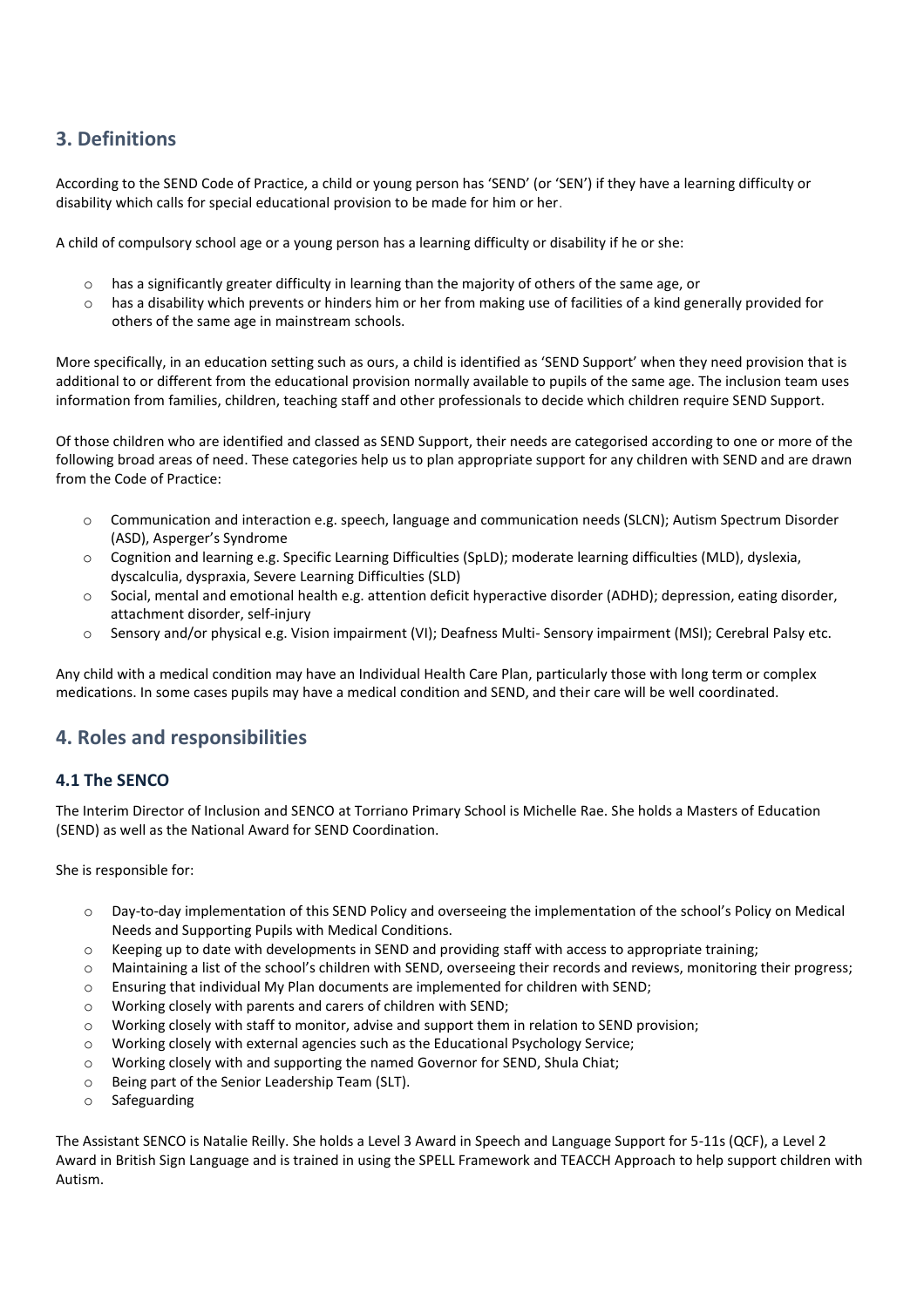## 3. Definitions

According to the SEND Code of Practice, a child or young person has 'SEND' (or 'SEN') if they have a learning difficulty or disability which calls for special educational provision to be made for him or her.

A child of compulsory school age or a young person has a learning difficulty or disability if he or she:

- has a significantly greater difficulty in learning than the majority of others of the same age, or
- has a disability which prevents or hinders him or her from making use of facilities of a kind generally provided for others of the same age in mainstream schools.

More specifically, in an education setting such as ours, a child is identified as 'SEND Support' when they need provision that is additional to or different from the educational provision normally available to pupils of the same age. The inclusion team uses information from families, children, teaching staff and other professionals to decide which children require SEND Support.

Of those children who are identified and classed as SEND Support, their needs are categorised according to one or more of the following broad areas of need. These categories help us to plan appropriate support for any children with SEND and are drawn from the Code of Practice:

- Communication and interaction e.g. speech, language and communication needs (SLCN); Autism Spectrum Disorder (ASD), Asperger's Syndrome
- Cognition and learning e.g. Specific Learning Difficulties (SpLD); moderate learning difficulties (MLD), dyslexia, dyscalculia, dyspraxia, Severe Learning Difficulties (SLD)
- Social, mental and emotional health e.g. attention deficit hyperactive disorder (ADHD); depression, eating disorder, attachment disorder, self-injury
- Sensory and/or physical e.g. Vision impairment (VI); Deafness Multi- Sensory impairment (MSI); Cerebral Palsy etc.

Any child with a medical condition may have an Individual Health Care Plan, particularly those with long term or complex medications. In some cases pupils may have a medical condition and SEND, and their care will be well coordinated.

## 4. Roles and responsibilities

### 4.1 The SENCO

The Interim Director of Inclusion and SENCO at Torriano Primary School is Michelle Rae. She holds a Masters of Education (SEND) as well as the National Award for SEND Coordination.

She is responsible for:

- Day-to-day implementation of this SEND Policy and overseeing the implementation of the school's Policy on Medical Needs and Supporting Pupils with Medical Conditions.
- Keeping up to date with developments in SEND and providing staff with access to appropriate training;
- Maintaining a list of the school's children with SEND, overseeing their records and reviews, monitoring their progress;
- Ensuring that individual My Plan documents are implemented for children with SEND;
- Working closely with parents and carers of children with SEND;
- Working closely with staff to monitor, advise and support them in relation to SEND provision;
- Working closely with external agencies such as the Educational Psychology Service;
- Working closely with and supporting the named Governor for SEND, Shula Chiat;
- Being part of the Senior Leadership Team (SLT).
- Safeguarding

The Assistant SENCO is Natalie Reilly. She holds a Level 3 Award in Speech and Language Support for 5-11s (QCF), a Level 2 Award in British Sign Language and is trained in using the SPELL Framework and TEACCH Approach to help support children with Autism.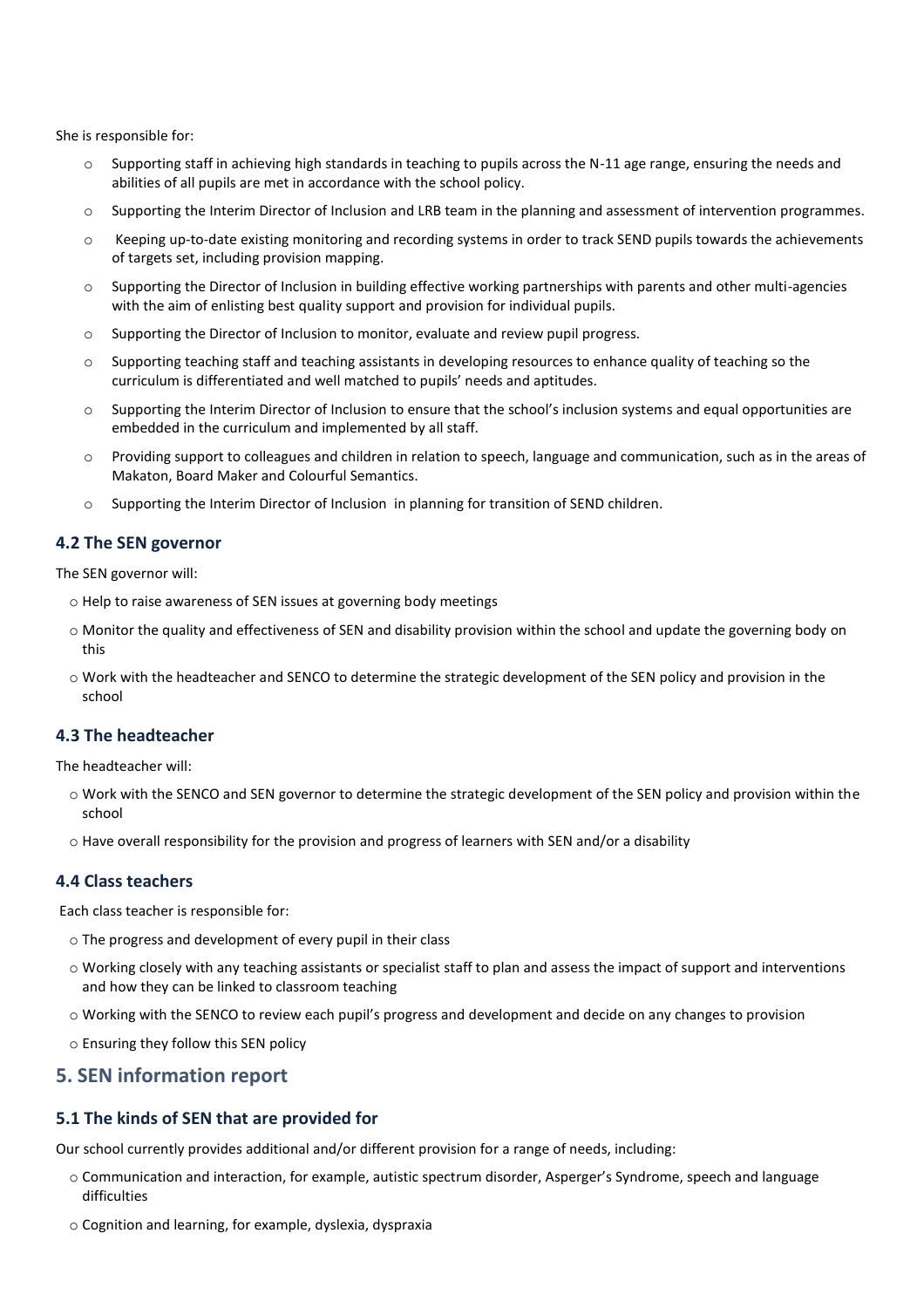She is responsible for:

- Supporting staff in achieving high standards in teaching to pupils across the N-11 age range, ensuring the needs and abilities of all pupils are met in accordance with the school policy.
- Supporting the Interim Director of Inclusion and LRB team in the planning and assessment of intervention programmes.
- Keeping up-to-date existing monitoring and recording systems in order to track SEND pupils towards the achievements of targets set, including provision mapping.
- Supporting the Director of Inclusion in building effective working partnerships with parents and other multi-agencies with the aim of enlisting best quality support and provision for individual pupils.
- Supporting the Director of Inclusion to monitor, evaluate and review pupil progress.
- Supporting teaching staff and teaching assistants in developing resources to enhance quality of teaching so the curriculum is differentiated and well matched to pupils' needs and aptitudes.
- Supporting the Interim Director of Inclusion to ensure that the school's inclusion systems and equal opportunities are embedded in the curriculum and implemented by all staff.
- Providing support to colleagues and children in relation to speech, language and communication, such as in the areas of Makaton, Board Maker and Colourful Semantics.
- Supporting the Interim Director of Inclusion in planning for transition of SEND children.

### 4.2 The SEN governor

The SEN governor will:

- Help to raise awareness of SEN issues at governing body meetings
- Monitor the quality and effectiveness of SEN and disability provision within the school and update the governing body on this
- Work with the headteacher and SENCO to determine the strategic development of the SEN policy and provision in the school

### 4.3 The headteacher

The headteacher will:

- Work with the SENCO and SEN governor to determine the strategic development of the SEN policy and provision within the school
- Have overall responsibility for the provision and progress of learners with SEN and/or a disability

### 4.4 Class teachers

Each class teacher is responsible for:

- The progress and development of every pupil in their class
- Working closely with any teaching assistants or specialist staff to plan and assess the impact of support and interventions and how they can be linked to classroom teaching
- Working with the SENCO to review each pupil's progress and development and decide on any changes to provision
- Ensuring they follow this SEN policy

## 5. SEN information report

### 5.1 The kinds of SEN that are provided for

Our school currently provides additional and/or different provision for a range of needs, including:

- Communication and interaction, for example, autistic spectrum disorder, Asperger's Syndrome, speech and language difficulties
- Cognition and learning, for example, dyslexia, dyspraxia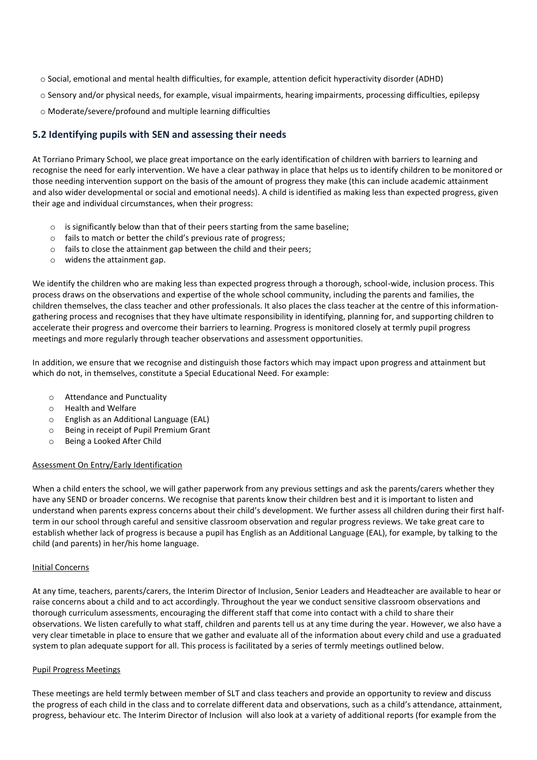- Social, emotional and mental health difficulties, for example, attention deficit hyperactivity disorder (ADHD)
- Sensory and/or physical needs, for example, visual impairments, hearing impairments, processing difficulties, epilepsy
- Moderate/severe/profound and multiple learning difficulties

## 5.2 Identifying pupils with SEN and assessing their needs

At Torriano Primary School, we place great importance on the early identification of children with barriers to learning and recognise the need for early intervention. We have a clear pathway in place that helps us to identify children to be monitored or those needing intervention support on the basis of the amount of progress they make (this can include academic attainment and also wider developmental or social and emotional needs). A child is identified as making less than expected progress, given their age and individual circumstances, when their progress:

- is significantly below than that of their peers starting from the same baseline;
- fails to match or better the child's previous rate of progress;
- fails to close the attainment gap between the child and their peers;
- widens the attainment gap.

We identify the children who are making less than expected progress through a thorough, school-wide, inclusion process. This process draws on the observations and expertise of the whole school community, including the parents and families, the children themselves, the class teacher and other professionals. It also places the class teacher at the centre of this information-gathering process and recognises that they have ultimate responsibility in identifying, planning for, and supporting children to accelerate their progress and overcome their barriers to learning. Progress is monitored closely at termly pupil progress meetings and more regularly through teacher observations and assessment opportunities.

In addition, we ensure that we recognise and distinguish those factors which may impact upon progress and attainment but which do not, in themselves, constitute a Special Educational Need. For example:

- Attendance and Punctuality
- Health and Welfare
- English as an Additional Language (EAL)
- Being in receipt of Pupil Premium Grant
- Being a Looked After Child

Assessment On Entry/Early Identification

When a child enters the school, we will gather paperwork from any previous settings and ask the parents/carers whether they have any SEND or broader concerns. We recognise that parents know their children best and it is important to listen and understand when parents express concerns about their child's development. We further assess all children during their first half-term in our school through careful and sensitive classroom observation and regular progress reviews. We take great care to establish whether lack of progress is because a pupil has English as an Additional Language (EAL), for example, by talking to the child (and parents) in her/his home language.

Initial Concerns

At any time, teachers, parents/carers, the Interim Director of Inclusion, Senior Leaders and Headteacher are available to hear or raise concerns about a child and to act accordingly. Throughout the year we conduct sensitive classroom observations and thorough curriculum assessments, encouraging the different staff that come into contact with a child to share their observations. We listen carefully to what staff, children and parents tell us at any time during the year. However, we also have a very clear timetable in place to ensure that we gather and evaluate all of the information about every child and use a graduated system to plan adequate support for all. This process is facilitated by a series of termly meetings outlined below.

Pupil Progress Meetings

These meetings are held termly between member of SLT and class teachers and provide an opportunity to review and discuss the progress of each child in the class and to correlate different data and observations, such as a child's attendance, attainment, progress, behaviour etc. The Interim Director of Inclusion will also look at a variety of additional reports (for example from the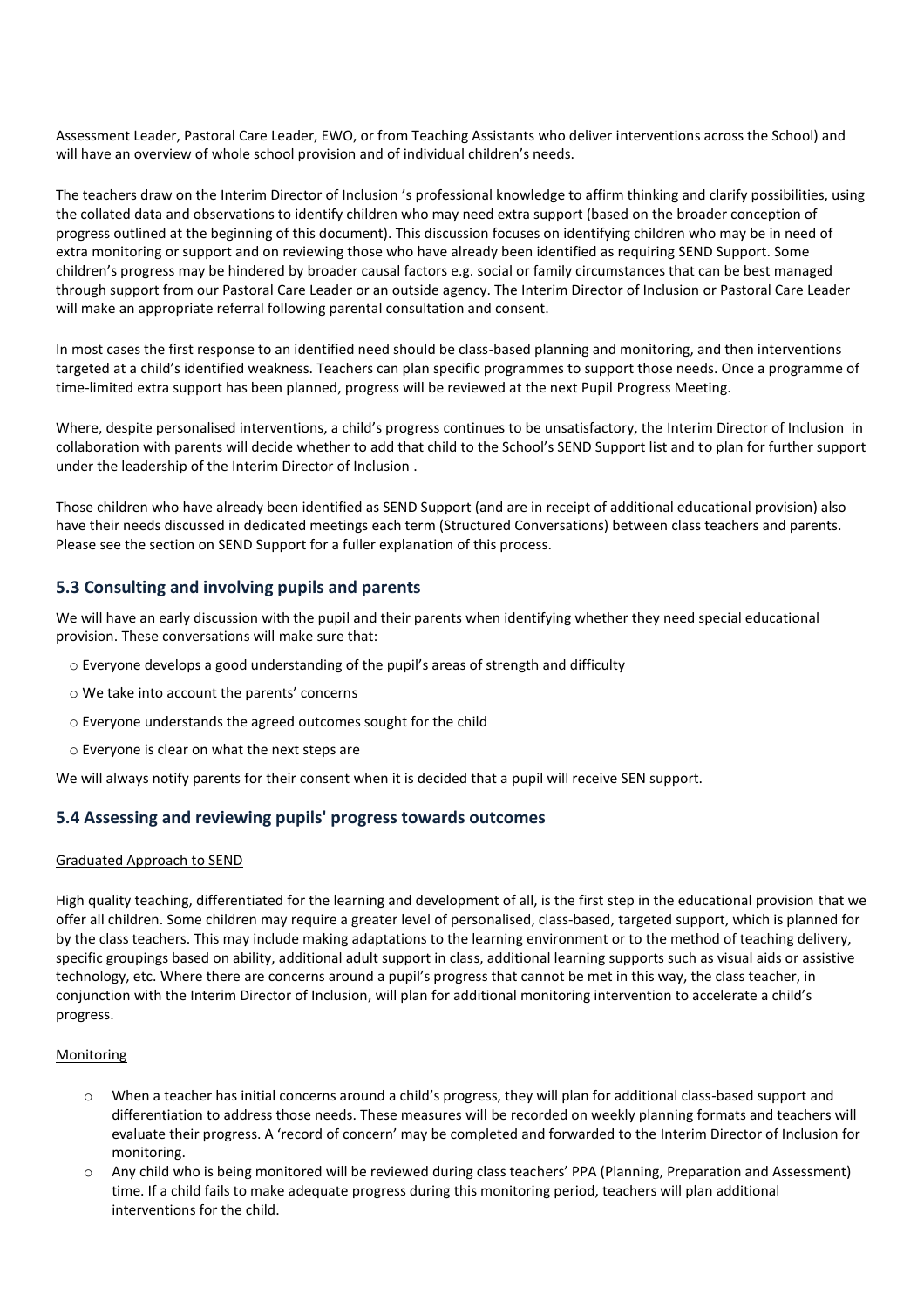Assessment Leader, Pastoral Care Leader, EWO, or from Teaching Assistants who deliver interventions across the School) and will have an overview of whole school provision and of individual children's needs.

The teachers draw on the Interim Director of Inclusion 's professional knowledge to affirm thinking and clarify possibilities, using the collated data and observations to identify children who may need extra support (based on the broader conception of progress outlined at the beginning of this document). This discussion focuses on identifying children who may be in need of extra monitoring or support and on reviewing those who have already been identified as requiring SEND Support. Some children's progress may be hindered by broader causal factors e.g. social or family circumstances that can be best managed through support from our Pastoral Care Leader or an outside agency. The Interim Director of Inclusion or Pastoral Care Leader will make an appropriate referral following parental consultation and consent.

In most cases the first response to an identified need should be class-based planning and monitoring, and then interventions targeted at a child's identified weakness. Teachers can plan specific programmes to support those needs. Once a programme of time-limited extra support has been planned, progress will be reviewed at the next Pupil Progress Meeting.

Where, despite personalised interventions, a child's progress continues to be unsatisfactory, the Interim Director of Inclusion in collaboration with parents will decide whether to add that child to the School's SEND Support list and to plan for further support under the leadership of the Interim Director of Inclusion .

Those children who have already been identified as SEND Support (and are in receipt of additional educational provision) also have their needs discussed in dedicated meetings each term (Structured Conversations) between class teachers and parents. Please see the section on SEND Support for a fuller explanation of this process.

## 5.3 Consulting and involving pupils and parents

We will have an early discussion with the pupil and their parents when identifying whether they need special educational provision. These conversations will make sure that:

- Everyone develops a good understanding of the pupil's areas of strength and difficulty
- We take into account the parents' concerns
- Everyone understands the agreed outcomes sought for the child
- Everyone is clear on what the next steps are

We will always notify parents for their consent when it is decided that a pupil will receive SEN support.

## 5.4 Assessing and reviewing pupils' progress towards outcomes

Graduated Approach to SEND

High quality teaching, differentiated for the learning and development of all, is the first step in the educational provision that we offer all children. Some children may require a greater level of personalised, class-based, targeted support, which is planned for by the class teachers. This may include making adaptations to the learning environment or to the method of teaching delivery, specific groupings based on ability, additional adult support in class, additional learning supports such as visual aids or assistive technology, etc. Where there are concerns around a pupil's progress that cannot be met in this way, the class teacher, in conjunction with the Interim Director of Inclusion, will plan for additional monitoring intervention to accelerate a child's progress.

Monitoring

- When a teacher has initial concerns around a child's progress, they will plan for additional class-based support and differentiation to address those needs. These measures will be recorded on weekly planning formats and teachers will evaluate their progress. A 'record of concern' may be completed and forwarded to the Interim Director of Inclusion for monitoring.
- Any child who is being monitored will be reviewed during class teachers' PPA (Planning, Preparation and Assessment) time. If a child fails to make adequate progress during this monitoring period, teachers will plan additional interventions for the child.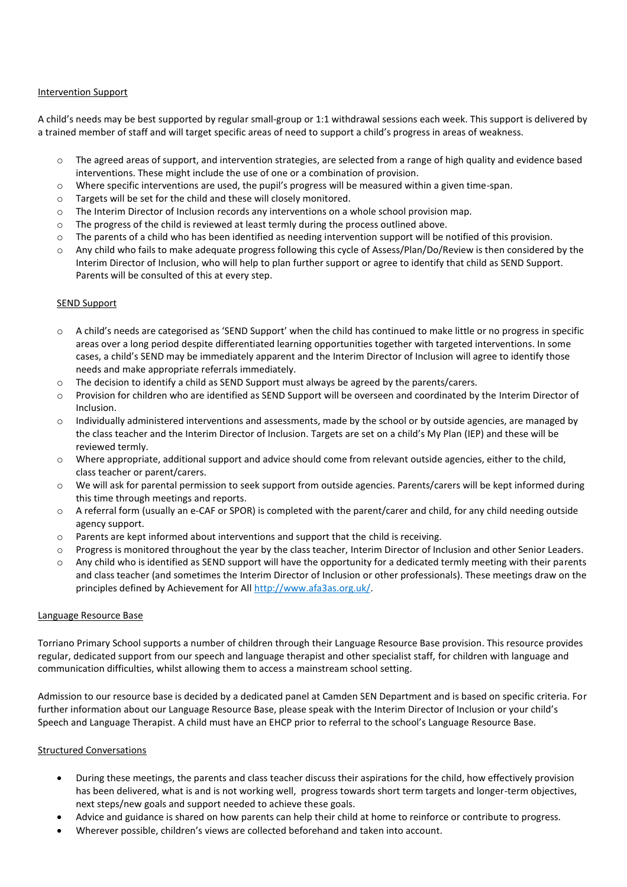Intervention Support

A child's needs may be best supported by regular small-group or 1:1 withdrawal sessions each week. This support is delivered by a trained member of staff and will target specific areas of need to support a child's progress in areas of weakness.

- The agreed areas of support, and intervention strategies, are selected from a range of high quality and evidence based interventions. These might include the use of one or a combination of provision.
- Where specific interventions are used, the pupil's progress will be measured within a given time-span.
- Targets will be set for the child and these will closely monitored.
- The Interim Director of Inclusion records any interventions on a whole school provision map.
- The progress of the child is reviewed at least termly during the process outlined above.
- The parents of a child who has been identified as needing intervention support will be notified of this provision.
- Any child who fails to make adequate progress following this cycle of Assess/Plan/Do/Review is then considered by the Interim Director of Inclusion, who will help to plan further support or agree to identify that child as SEND Support. Parents will be consulted of this at every step.

SEND Support

- A child's needs are categorised as 'SEND Support' when the child has continued to make little or no progress in specific areas over a long period despite differentiated learning opportunities together with targeted interventions. In some cases, a child's SEND may be immediately apparent and the Interim Director of Inclusion will agree to identify those needs and make appropriate referrals immediately.
- The decision to identify a child as SEND Support must always be agreed by the parents/carers.
- Provision for children who are identified as SEND Support will be overseen and coordinated by the Interim Director of Inclusion.
- Individually administered interventions and assessments, made by the school or by outside agencies, are managed by the class teacher and the Interim Director of Inclusion. Targets are set on a child's My Plan (IEP) and these will be reviewed termly.
- Where appropriate, additional support and advice should come from relevant outside agencies, either to the child, class teacher or parent/carers.
- We will ask for parental permission to seek support from outside agencies. Parents/carers will be kept informed during this time through meetings and reports.
- A referral form (usually an e-CAF or SPOR) is completed with the parent/carer and child, for any child needing outside agency support.
- Parents are kept informed about interventions and support that the child is receiving.
- Progress is monitored throughout the year by the class teacher, Interim Director of Inclusion and other Senior Leaders.
- Any child who is identified as SEND support will have the opportunity for a dedicated termly meeting with their parents and class teacher (and sometimes the Interim Director of Inclusion or other professionals). These meetings draw on the principles defined by Achievement for All http://www.afa3as.org.uk/.

Language Resource Base

Torriano Primary School supports a number of children through their Language Resource Base provision. This resource provides regular, dedicated support from our speech and language therapist and other specialist staff, for children with language and communication difficulties, whilst allowing them to access a mainstream school setting.

Admission to our resource base is decided by a dedicated panel at Camden SEN Department and is based on specific criteria. For further information about our Language Resource Base, please speak with the Interim Director of Inclusion or your child's Speech and Language Therapist. A child must have an EHCP prior to referral to the school's Language Resource Base.

Structured Conversations

- During these meetings, the parents and class teacher discuss their aspirations for the child, how effectively provision has been delivered, what is and is not working well, progress towards short term targets and longer-term objectives, next steps/new goals and support needed to achieve these goals.
- Advice and guidance is shared on how parents can help their child at home to reinforce or contribute to progress.
- Wherever possible, children's views are collected beforehand and taken into account.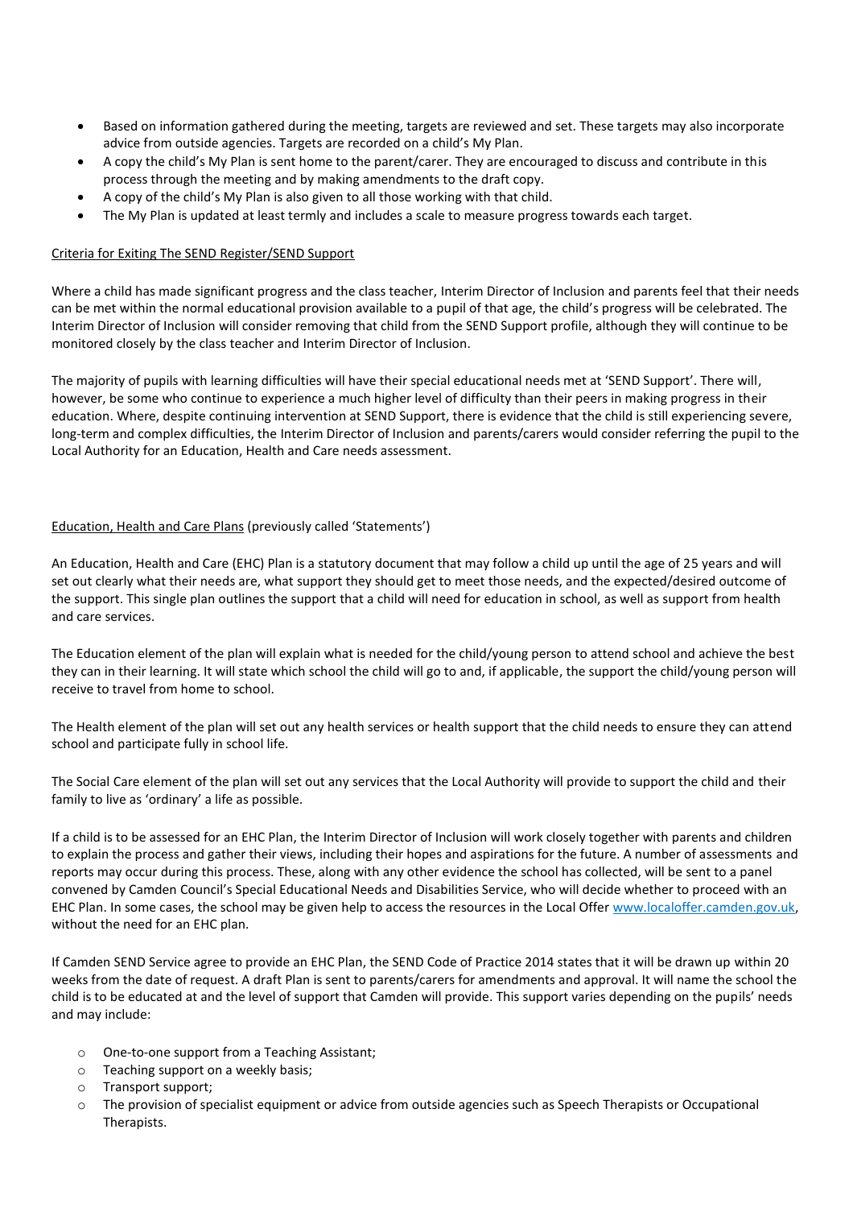- Based on information gathered during the meeting, targets are reviewed and set. These targets may also incorporate advice from outside agencies. Targets are recorded on a child's My Plan.
- A copy the child's My Plan is sent home to the parent/carer. They are encouraged to discuss and contribute in this process through the meeting and by making amendments to the draft copy.
- A copy of the child's My Plan is also given to all those working with that child.
- The My Plan is updated at least termly and includes a scale to measure progress towards each target.

<u>Criteria for Exiting The SEND Register/SEND Support</u>

Where a child has made significant progress and the class teacher, Interim Director of Inclusion and parents feel that their needs can be met within the normal educational provision available to a pupil of that age, the child's progress will be celebrated. The Interim Director of Inclusion will consider removing that child from the SEND Support profile, although they will continue to be monitored closely by the class teacher and Interim Director of Inclusion.

The majority of pupils with learning difficulties will have their special educational needs met at 'SEND Support'. There will, however, be some who continue to experience a much higher level of difficulty than their peers in making progress in their education. Where, despite continuing intervention at SEND Support, there is evidence that the child is still experiencing severe, long-term and complex difficulties, the Interim Director of Inclusion and parents/carers would consider referring the pupil to the Local Authority for an Education, Health and Care needs assessment.

<u>Education, Health and Care Plans</u> (previously called 'Statements')

An Education, Health and Care (EHC) Plan is a statutory document that may follow a child up until the age of 25 years and will set out clearly what their needs are, what support they should get to meet those needs, and the expected/desired outcome of the support. This single plan outlines the support that a child will need for education in school, as well as support from health and care services.

The Education element of the plan will explain what is needed for the child/young person to attend school and achieve the best they can in their learning. It will state which school the child will go to and, if applicable, the support the child/young person will receive to travel from home to school.

The Health element of the plan will set out any health services or health support that the child needs to ensure they can attend school and participate fully in school life.

The Social Care element of the plan will set out any services that the Local Authority will provide to support the child and their family to live as 'ordinary' a life as possible.

If a child is to be assessed for an EHC Plan, the Interim Director of Inclusion will work closely together with parents and children to explain the process and gather their views, including their hopes and aspirations for the future. A number of assessments and reports may occur during this process. These, along with any other evidence the school has collected, will be sent to a panel convened by Camden Council's Special Educational Needs and Disabilities Service, who will decide whether to proceed with an EHC Plan. In some cases, the school may be given help to access the resources in the Local Offer [www.localoffer.camden.gov.uk](http://www.localoffer.camden.gov.uk), without the need for an EHC plan.

If Camden SEND Service agree to provide an EHC Plan, the SEND Code of Practice 2014 states that it will be drawn up within 20 weeks from the date of request. A draft Plan is sent to parents/carers for amendments and approval. It will name the school the child is to be educated at and the level of support that Camden will provide. This support varies depending on the pupils' needs and may include:

- One-to-one support from a Teaching Assistant;
- Teaching support on a weekly basis;
- Transport support;
- The provision of specialist equipment or advice from outside agencies such as Speech Therapists or Occupational Therapists.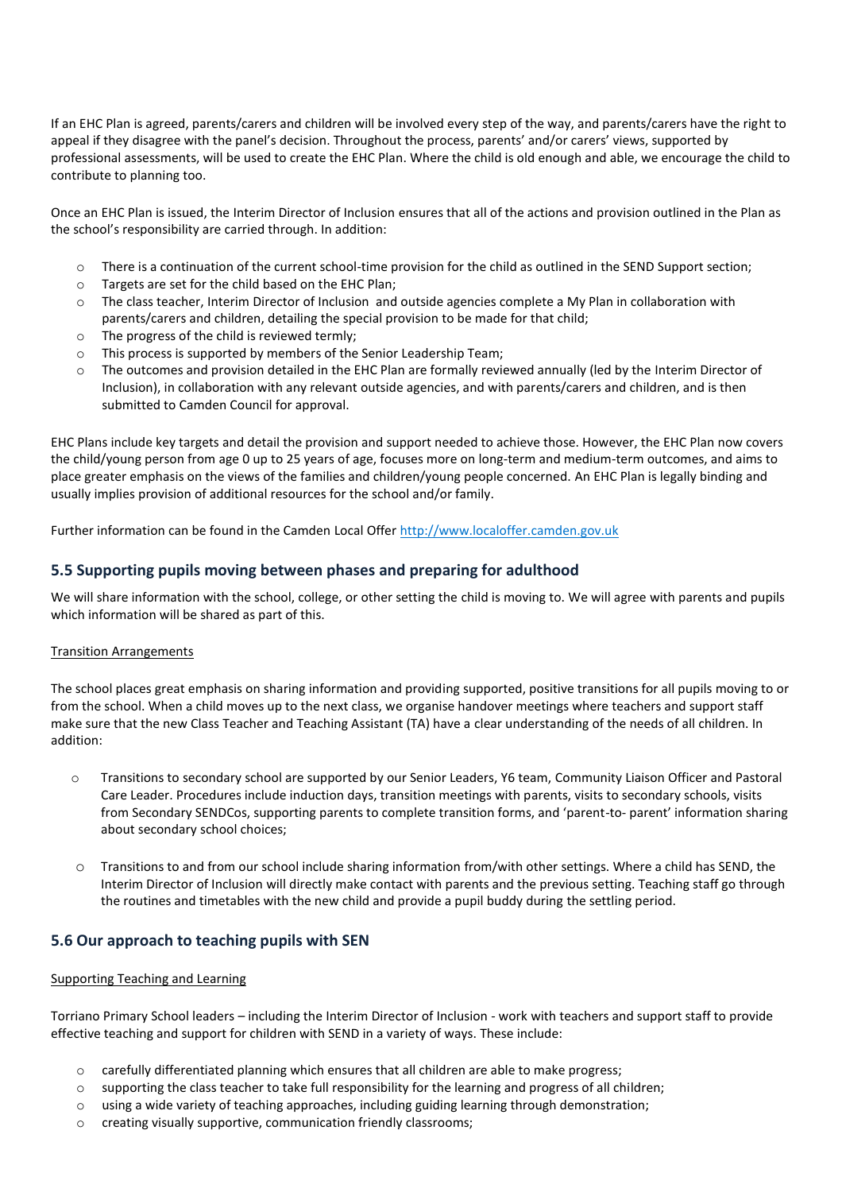If an EHC Plan is agreed, parents/carers and children will be involved every step of the way, and parents/carers have the right to appeal if they disagree with the panel's decision. Throughout the process, parents' and/or carers' views, supported by professional assessments, will be used to create the EHC Plan. Where the child is old enough and able, we encourage the child to contribute to planning too.

Once an EHC Plan is issued, the Interim Director of Inclusion ensures that all of the actions and provision outlined in the Plan as the school's responsibility are carried through. In addition:

- There is a continuation of the current school-time provision for the child as outlined in the SEND Support section;
- Targets are set for the child based on the EHC Plan;
- The class teacher, Interim Director of Inclusion and outside agencies complete a My Plan in collaboration with parents/carers and children, detailing the special provision to be made for that child;
- The progress of the child is reviewed termly;
- This process is supported by members of the Senior Leadership Team;
- The outcomes and provision detailed in the EHC Plan are formally reviewed annually (led by the Interim Director of Inclusion), in collaboration with any relevant outside agencies, and with parents/carers and children, and is then submitted to Camden Council for approval.

EHC Plans include key targets and detail the provision and support needed to achieve those. However, the EHC Plan now covers the child/young person from age 0 up to 25 years of age, focuses more on long-term and medium-term outcomes, and aims to place greater emphasis on the views of the families and children/young people concerned. An EHC Plan is legally binding and usually implies provision of additional resources for the school and/or family.

Further information can be found in the Camden Local Offer [http://www.localoffer.camden.gov.uk](http://www.localoffer.camden.gov.uk)

## 5.5 Supporting pupils moving between phases and preparing for adulthood

We will share information with the school, college, or other setting the child is moving to. We will agree with parents and pupils which information will be shared as part of this.

Transition Arrangements

The school places great emphasis on sharing information and providing supported, positive transitions for all pupils moving to or from the school. When a child moves up to the next class, we organise handover meetings where teachers and support staff make sure that the new Class Teacher and Teaching Assistant (TA) have a clear understanding of the needs of all children. In addition:

- Transitions to secondary school are supported by our Senior Leaders, Y6 team, Community Liaison Officer and Pastoral Care Leader. Procedures include induction days, transition meetings with parents, visits to secondary schools, visits from Secondary SENDCos, supporting parents to complete transition forms, and 'parent-to- parent' information sharing about secondary school choices;

- Transitions to and from our school include sharing information from/with other settings. Where a child has SEND, the Interim Director of Inclusion will directly make contact with parents and the previous setting. Teaching staff go through the routines and timetables with the new child and provide a pupil buddy during the settling period.

## 5.6 Our approach to teaching pupils with SEN

Supporting Teaching and Learning

Torriano Primary School leaders – including the Interim Director of Inclusion - work with teachers and support staff to provide effective teaching and support for children with SEND in a variety of ways. These include:

- carefully differentiated planning which ensures that all children are able to make progress;
- supporting the class teacher to take full responsibility for the learning and progress of all children;
- using a wide variety of teaching approaches, including guiding learning through demonstration;
- creating visually supportive, communication friendly classrooms;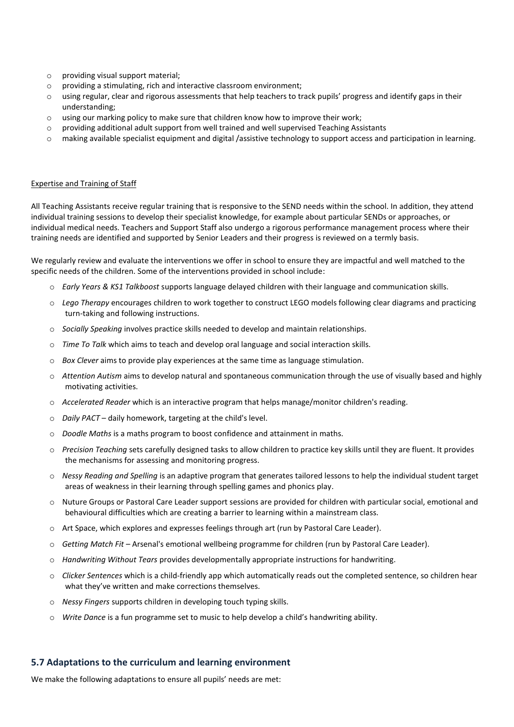- providing visual support material;
- providing a stimulating, rich and interactive classroom environment;
- using regular, clear and rigorous assessments that help teachers to track pupils' progress and identify gaps in their understanding;
- using our marking policy to make sure that children know how to improve their work;
- providing additional adult support from well trained and well supervised Teaching Assistants
- making available specialist equipment and digital /assistive technology to support access and participation in learning.

Expertise and Training of Staff

All Teaching Assistants receive regular training that is responsive to the SEND needs within the school. In addition, they attend individual training sessions to develop their specialist knowledge, for example about particular SENDs or approaches, or individual medical needs. Teachers and Support Staff also undergo a rigorous performance management process where their training needs are identified and supported by Senior Leaders and their progress is reviewed on a termly basis.

We regularly review and evaluate the interventions we offer in school to ensure they are impactful and well matched to the specific needs of the children. Some of the interventions provided in school include:

- *Early Years & KS1 Talkboost* supports language delayed children with their language and communication skills.
- *Lego Therapy* encourages children to work together to construct LEGO models following clear diagrams and practicing turn-taking and following instructions.
- *Socially Speaking* involves practice skills needed to develop and maintain relationships.
- *Time To Talk* which aims to teach and develop oral language and social interaction skills.
- *Box Clever* aims to provide play experiences at the same time as language stimulation.
- *Attention Autism* aims to develop natural and spontaneous communication through the use of visually based and highly motivating activities.
- *Accelerated Reader* which is an interactive program that helps manage/monitor children's reading.
- *Daily PACT* – daily homework, targeting at the child's level.
- *Doodle Maths* is a maths program to boost confidence and attainment in maths.
- *Precision Teaching* sets carefully designed tasks to allow children to practice key skills until they are fluent. It provides the mechanisms for assessing and monitoring progress.
- *Nessy Reading and Spelling* is an adaptive program that generates tailored lessons to help the individual student target areas of weakness in their learning through spelling games and phonics play.
- Nuture Groups or Pastoral Care Leader support sessions are provided for children with particular social, emotional and behavioural difficulties which are creating a barrier to learning within a mainstream class.
- Art Space, which explores and expresses feelings through art (run by Pastoral Care Leader).
- *Getting Match Fit* – Arsenal's emotional wellbeing programme for children (run by Pastoral Care Leader).
- *Handwriting Without Tears* provides developmentally appropriate instructions for handwriting.
- *Clicker Sentences* which is a child-friendly app which automatically reads out the completed sentence, so children hear what they've written and make corrections themselves.
- *Nessy Fingers* supports children in developing touch typing skills.
- *Write Dance* is a fun programme set to music to help develop a child's handwriting ability.

### 5.7 Adaptations to the curriculum and learning environment

We make the following adaptations to ensure all pupils' needs are met: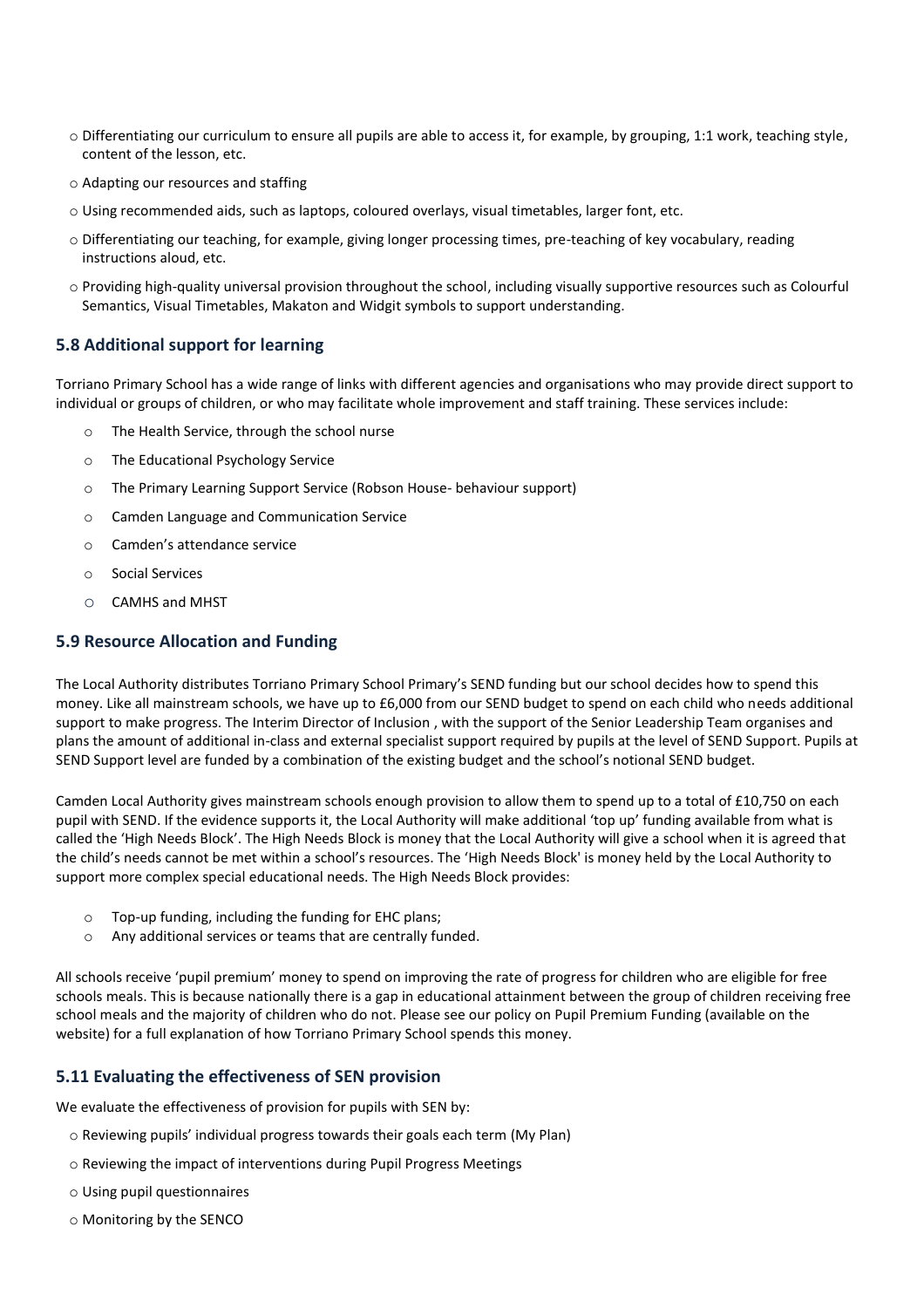- Differentiating our curriculum to ensure all pupils are able to access it, for example, by grouping, 1:1 work, teaching style, content of the lesson, etc.
- Adapting our resources and staffing
- Using recommended aids, such as laptops, coloured overlays, visual timetables, larger font, etc.
- Differentiating our teaching, for example, giving longer processing times, pre-teaching of key vocabulary, reading instructions aloud, etc.
- Providing high-quality universal provision throughout the school, including visually supportive resources such as Colourful Semantics, Visual Timetables, Makaton and Widgit symbols to support understanding.

### 5.8 Additional support for learning

Torriano Primary School has a wide range of links with different agencies and organisations who may provide direct support to individual or groups of children, or who may facilitate whole improvement and staff training. These services include:

- The Health Service, through the school nurse
- The Educational Psychology Service
- The Primary Learning Support Service (Robson House- behaviour support)
- Camden Language and Communication Service
- Camden's attendance service
- Social Services
- CAMHS and MHST

### 5.9 Resource Allocation and Funding

The Local Authority distributes Torriano Primary School Primary's SEND funding but our school decides how to spend this money. Like all mainstream schools, we have up to £6,000 from our SEND budget to spend on each child who needs additional support to make progress. The Interim Director of Inclusion , with the support of the Senior Leadership Team organises and plans the amount of additional in-class and external specialist support required by pupils at the level of SEND Support. Pupils at SEND Support level are funded by a combination of the existing budget and the school's notional SEND budget.

Camden Local Authority gives mainstream schools enough provision to allow them to spend up to a total of £10,750 on each pupil with SEND. If the evidence supports it, the Local Authority will make additional 'top up' funding available from what is called the 'High Needs Block'. The High Needs Block is money that the Local Authority will give a school when it is agreed that the child's needs cannot be met within a school's resources. The 'High Needs Block' is money held by the Local Authority to support more complex special educational needs. The High Needs Block provides:

- Top-up funding, including the funding for EHC plans;
- Any additional services or teams that are centrally funded.

All schools receive 'pupil premium' money to spend on improving the rate of progress for children who are eligible for free schools meals. This is because nationally there is a gap in educational attainment between the group of children receiving free school meals and the majority of children who do not. Please see our policy on Pupil Premium Funding (available on the website) for a full explanation of how Torriano Primary School spends this money.

### 5.11 Evaluating the effectiveness of SEN provision

We evaluate the effectiveness of provision for pupils with SEN by:

- Reviewing pupils' individual progress towards their goals each term (My Plan)
- Reviewing the impact of interventions during Pupil Progress Meetings
- Using pupil questionnaires
- Monitoring by the SENCO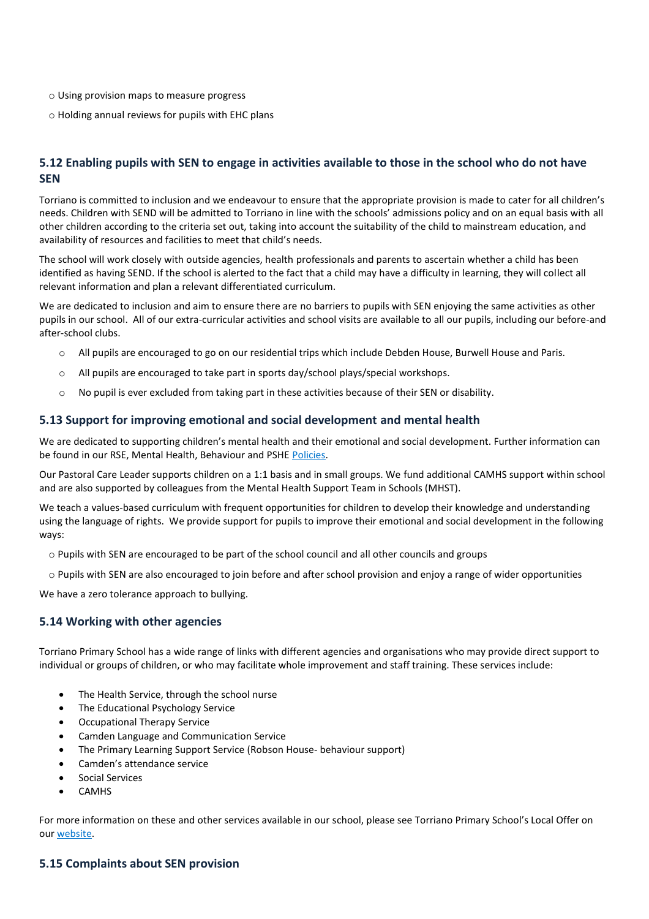- Using provision maps to measure progress
- Holding annual reviews for pupils with EHC plans

### 5.12 Enabling pupils with SEN to engage in activities available to those in the school who do not have SEN

Torriano is committed to inclusion and we endeavour to ensure that the appropriate provision is made to cater for all children's needs. Children with SEND will be admitted to Torriano in line with the schools' admissions policy and on an equal basis with all other children according to the criteria set out, taking into account the suitability of the child to mainstream education, and availability of resources and facilities to meet that child's needs.

The school will work closely with outside agencies, health professionals and parents to ascertain whether a child has been identified as having SEND. If the school is alerted to the fact that a child may have a difficulty in learning, they will collect all relevant information and plan a relevant differentiated curriculum.

We are dedicated to inclusion and aim to ensure there are no barriers to pupils with SEN enjoying the same activities as other pupils in our school. All of our extra-curricular activities and school visits are available to all our pupils, including our before-and after-school clubs.

- All pupils are encouraged to go on our residential trips which include Debden House, Burwell House and Paris.
- All pupils are encouraged to take part in sports day/school plays/special workshops.
- No pupil is ever excluded from taking part in these activities because of their SEN or disability.

### 5.13 Support for improving emotional and social development and mental health

We are dedicated to supporting children's mental health and their emotional and social development. Further information can be found in our RSE, Mental Health, Behaviour and PSHE [Policies](#).

Our Pastoral Care Leader supports children on a 1:1 basis and in small groups. We fund additional CAMHS support within school and are also supported by colleagues from the Mental Health Support Team in Schools (MHST).

We teach a values-based curriculum with frequent opportunities for children to develop their knowledge and understanding using the language of rights. We provide support for pupils to improve their emotional and social development in the following ways:

- Pupils with SEN are encouraged to be part of the school council and all other councils and groups
- Pupils with SEN are also encouraged to join before and after school provision and enjoy a range of wider opportunities

We have a zero tolerance approach to bullying.

### 5.14 Working with other agencies

Torriano Primary School has a wide range of links with different agencies and organisations who may provide direct support to individual or groups of children, or who may facilitate whole improvement and staff training. These services include:

- The Health Service, through the school nurse
- The Educational Psychology Service
- Occupational Therapy Service
- Camden Language and Communication Service
- The Primary Learning Support Service (Robson House- behaviour support)
- Camden's attendance service
- Social Services
- CAMHS

For more information on these and other services available in our school, please see Torriano Primary School's Local Offer on our [website](#).

### 5.15 Complaints about SEN provision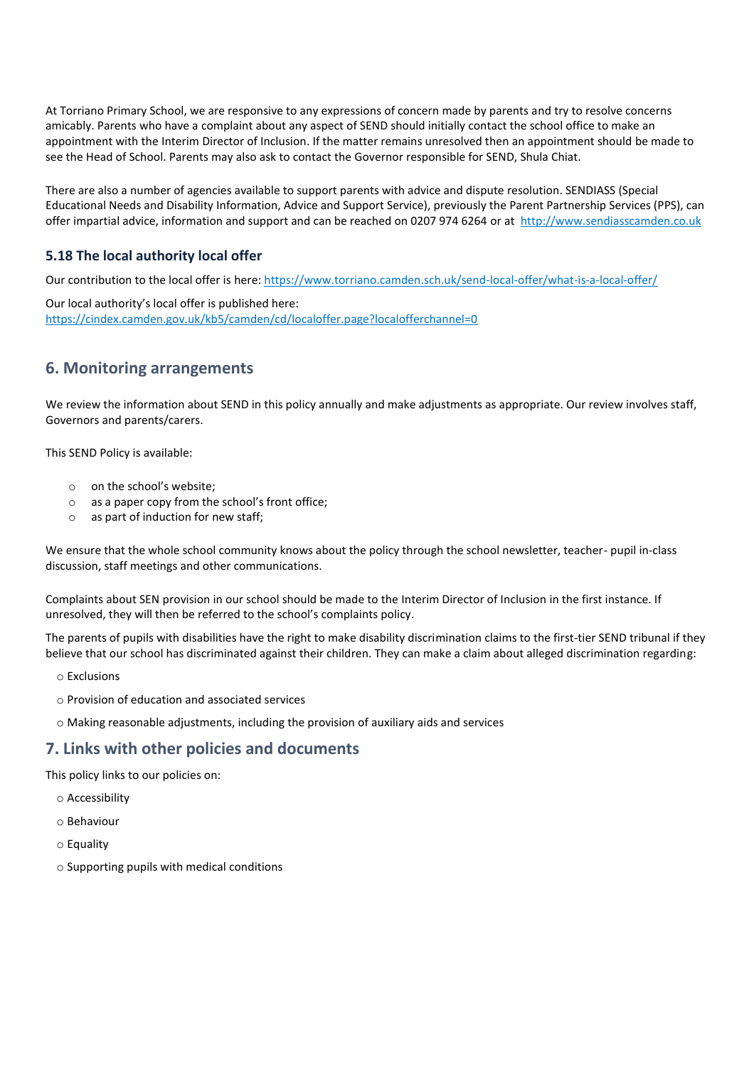At Torriano Primary School, we are responsive to any expressions of concern made by parents and try to resolve concerns amicably. Parents who have a complaint about any aspect of SEND should initially contact the school office to make an appointment with the Interim Director of Inclusion. If the matter remains unresolved then an appointment should be made to see the Head of School. Parents may also ask to contact the Governor responsible for SEND, Shula Chiat.

There are also a number of agencies available to support parents with advice and dispute resolution. SENDIASS (Special Educational Needs and Disability Information, Advice and Support Service), previously the Parent Partnership Services (PPS), can offer impartial advice, information and support and can be reached on 0207 974 6264 or at [http://www.sendiasscamden.co.uk](http://www.sendiasscamden.co.uk)

### 5.18 The local authority local offer

Our contribution to the local offer is here: [https://www.torriano.camden.sch.uk/send-local-offer/what-is-a-local-offer/](https://www.torriano.camden.sch.uk/send-local-offer/what-is-a-local-offer/)

Our local authority's local offer is published here:
[https://cindex.camden.gov.uk/kb5/camden/cd/localoffer.page?localofferchannel=0](https://cindex.camden.gov.uk/kb5/camden/cd/localoffer.page?localofferchannel=0)

## 6. Monitoring arrangements

We review the information about SEND in this policy annually and make adjustments as appropriate. Our review involves staff, Governors and parents/carers.

This SEND Policy is available:

- on the school's website;
- as a paper copy from the school's front office;
- as part of induction for new staff;

We ensure that the whole school community knows about the policy through the school newsletter, teacher- pupil in-class discussion, staff meetings and other communications.

Complaints about SEN provision in our school should be made to the Interim Director of Inclusion in the first instance. If unresolved, they will then be referred to the school's complaints policy.

The parents of pupils with disabilities have the right to make disability discrimination claims to the first-tier SEND tribunal if they believe that our school has discriminated against their children. They can make a claim about alleged discrimination regarding:

- Exclusions
- Provision of education and associated services
- Making reasonable adjustments, including the provision of auxiliary aids and services

## 7. Links with other policies and documents

This policy links to our policies on:

- Accessibility
- Behaviour
- Equality
- Supporting pupils with medical conditions